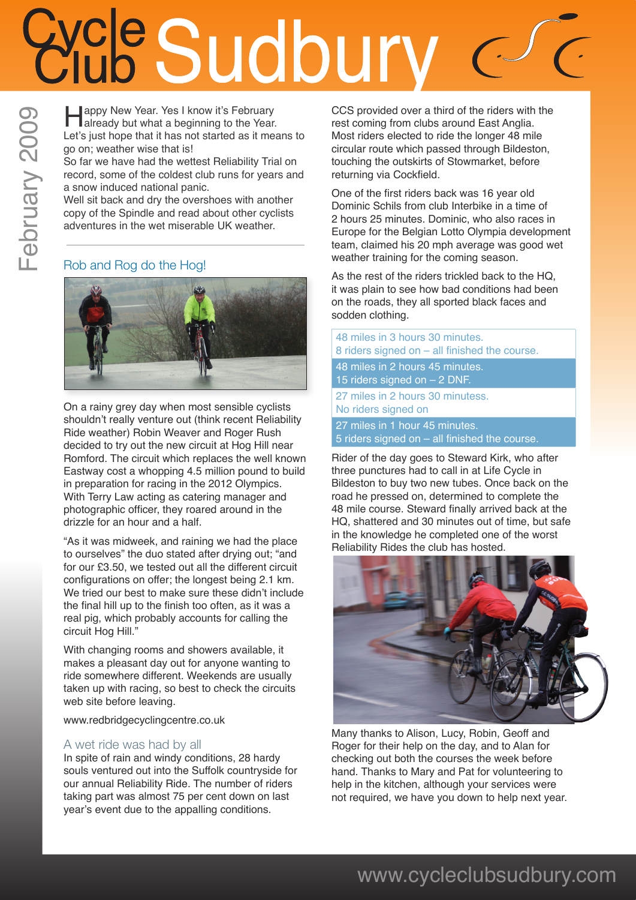# Cycle Club Sudbury

February 2009

Happy New Year. Yes I know it's February already but what a beginning to the Year. Let's just hope that it has not started as it means to go on; weather wise that is!

So far we have had the wettest Reliability Trial on record, some of the coldest club runs for years and a snow induced national panic.

Well sit back and dry the overshoes with another copy of the Spindle and read about other cyclists adventures in the wet miserable UK weather.

## Rob and Rog do the Hog!

On a rainy grey day when most sensible cyclists shouldn't really venture out (think recent Reliability Ride weather) Robin Weaver and Roger Rush decided to try out the new circuit at Hog Hill near Romford. The circuit which replaces the well known Eastway cost a whopping 4.5 million pound to build in preparation for racing in the 2012 Olympics. With Terry Law acting as catering manager and photographic officer, they roared around in the drizzle for an hour and a half.

"As it was midweek, and raining we had the place to ourselves" the duo stated after drying out; "and for our £3.50, we tested out all the different circuit configurations on offer; the longest being 2.1 km. We tried our best to make sure these didn't include the final hill up to the finish too often, as it was a real pig, which probably accounts for calling the circuit Hog Hill."

With changing rooms and showers available, it makes a pleasant day out for anyone wanting to ride somewhere different. Weekends are usually taken up with racing, so best to check the circuits web site before leaving.

www.redbridgecyclingcentre.co.uk

## A wet ride was had by all

In spite of rain and windy conditions, 28 hardy souls ventured out into the Suffolk countryside for our annual Reliability Ride. The number of riders taking part was almost 75 per cent down on last year's event due to the appalling conditions.

CCS provided over a third of the riders with the rest coming from clubs around East Anglia. Most riders elected to ride the longer 48 mile circular route which passed through Bildeston, touching the outskirts of Stowmarket, before returning via Cockfield.

One of the first riders back was 16 year old Dominic Schils from club Interbike in a time of 2 hours 25 minutes. Dominic, who also races in Europe for the Belgian Lotto Olympia development team, claimed his 20 mph average was good wet weather training for the coming season.

As the rest of the riders trickled back to the HQ, it was plain to see how bad conditions had been on the roads, they all sported black faces and sodden clothing.

48 miles in 3 hours 30 minutes.
8 riders signed on – all finished the course.

48 miles in 2 hours 45 minutes.
15 riders signed on – 2 DNF.

27 miles in 2 hours 30 minutess.
No riders signed on

27 miles in 1 hour 45 minutes.
5 riders signed on – all finished the course.

Rider of the day goes to Steward Kirk, who after three punctures had to call in at Life Cycle in Bildeston to buy two new tubes. Once back on the road he pressed on, determined to complete the 48 mile course. Steward finally arrived back at the HQ, shattered and 30 minutes out of time, but safe in the knowledge he completed one of the worst Reliability Rides the club has hosted.

Many thanks to Alison, Lucy, Robin, Geoff and Roger for their help on the day, and to Alan for checking out both the courses the week before hand. Thanks to Mary and Pat for volunteering to help in the kitchen, although your services were not required, we have you down to help next year.

www.cycleclubsudbury.com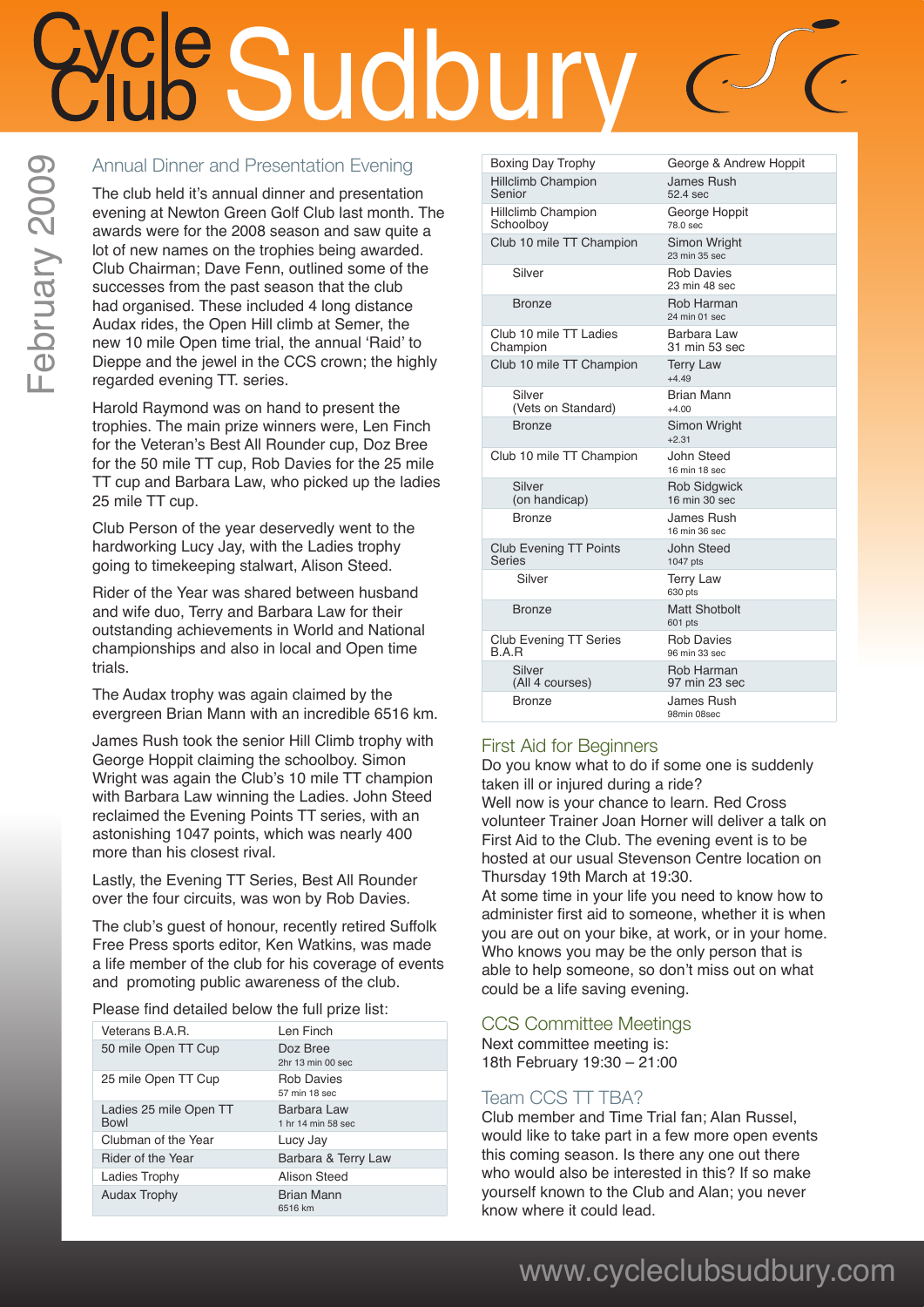# Cycle Club Sudbury

February 2009

## Annual Dinner and Presentation Evening

The club held it's annual dinner and presentation evening at Newton Green Golf Club last month. The awards were for the 2008 season and saw quite a lot of new names on the trophies being awarded. Club Chairman; Dave Fenn, outlined some of the successes from the past season that the club had organised. These included 4 long distance Audax rides, the Open Hill climb at Semer, the new 10 mile Open time trial, the annual 'Raid' to Dieppe and the jewel in the CCS crown; the highly regarded evening TT. series.

Harold Raymond was on hand to present the trophies. The main prize winners were, Len Finch for the Veteran's Best All Rounder cup, Doz Bree for the 50 mile TT cup, Rob Davies for the 25 mile TT cup and Barbara Law, who picked up the ladies 25 mile TT cup.

Club Person of the year deservedly went to the hardworking Lucy Jay, with the Ladies trophy going to timekeeping stalwart, Alison Steed.

Rider of the Year was shared between husband and wife duo, Terry and Barbara Law for their outstanding achievements in World and National championships and also in local and Open time trials.

The Audax trophy was again claimed by the evergreen Brian Mann with an incredible 6516 km.

James Rush took the senior Hill Climb trophy with George Hoppit claiming the schoolboy. Simon Wright was again the Club's 10 mile TT champion with Barbara Law winning the Ladies. John Steed reclaimed the Evening Points TT series, with an astonishing 1047 points, which was nearly 400 more than his closest rival.

Lastly, the Evening TT Series, Best All Rounder over the four circuits, was won by Rob Davies.

The club's guest of honour, recently retired Suffolk Free Press sports editor, Ken Watkins, was made a life member of the club for his coverage of events and promoting public awareness of the club.

Please find detailed below the full prize list:

| | |
|---|---|
| Veterans B.A.R. | Len Finch |
| 50 mile Open TT Cup | Doz Bree 2hr 13 min 00 sec |
| 25 mile Open TT Cup | Rob Davies 57 min 18 sec |
| Ladies 25 mile Open TT Bowl | Barbara Law 1 hr 14 min 58 sec |
| Clubman of the Year | Lucy Jay |
| Rider of the Year | Barbara & Terry Law |
| Ladies Trophy | Alison Steed |
| Audax Trophy | Brian Mann 6516 km |
| Boxing Day Trophy | George & Andrew Hoppit |
| Hillclimb Champion Senior | James Rush 52.4 sec |
| Hillclimb Champion Schoolboy | George Hoppit 78.0 sec |
| Club 10 mile TT Champion | Simon Wright 23 min 35 sec |
| Silver | Rob Davies 23 min 48 sec |
| Bronze | Rob Harman 24 min 01 sec |
| Club 10 mile TT Ladies Champion | Barbara Law 31 min 53 sec |
| Club 10 mile TT Champion | Terry Law +4.49 |
| Silver (Vets on Standard) | Brian Mann +4.00 |
| Bronze | Simon Wright +2.31 |
| Club 10 mile TT Champion | John Steed 16 min 18 sec |
| Silver (on handicap) | Rob Sidgwick 16 min 30 sec |
| Bronze | James Rush 16 min 36 sec |
| Club Evening TT Points Series | John Steed 1047 pts |
| Silver | Terry Law 630 pts |
| Bronze | Matt Shotbolt 601 pts |
| Club Evening TT Series B.A.R | Rob Davies 96 min 33 sec |
| Silver (All 4 courses) | Rob Harman 97 min 23 sec |
| Bronze | James Rush 98min 08sec |

## First Aid for Beginners

Do you know what to do if some one is suddenly taken ill or injured during a ride?
Well now is your chance to learn. Red Cross volunteer Trainer Joan Horner will deliver a talk on First Aid to the Club. The evening event is to be hosted at our usual Stevenson Centre location on Thursday 19th March at 19:30.
At some time in your life you need to know how to administer first aid to someone, whether it is when you are out on your bike, at work, or in your home. Who knows you may be the only person that is able to help someone, so don't miss out on what could be a life saving evening.

## CCS Committee Meetings

Next committee meeting is:
18th February 19:30 – 21:00

## Team CCS TT TBA?

Club member and Time Trial fan; Alan Russel, would like to take part in a few more open events this coming season. Is there any one out there who would also be interested in this? If so make yourself known to the Club and Alan; you never know where it could lead.

www.cycleclubsudbury.com